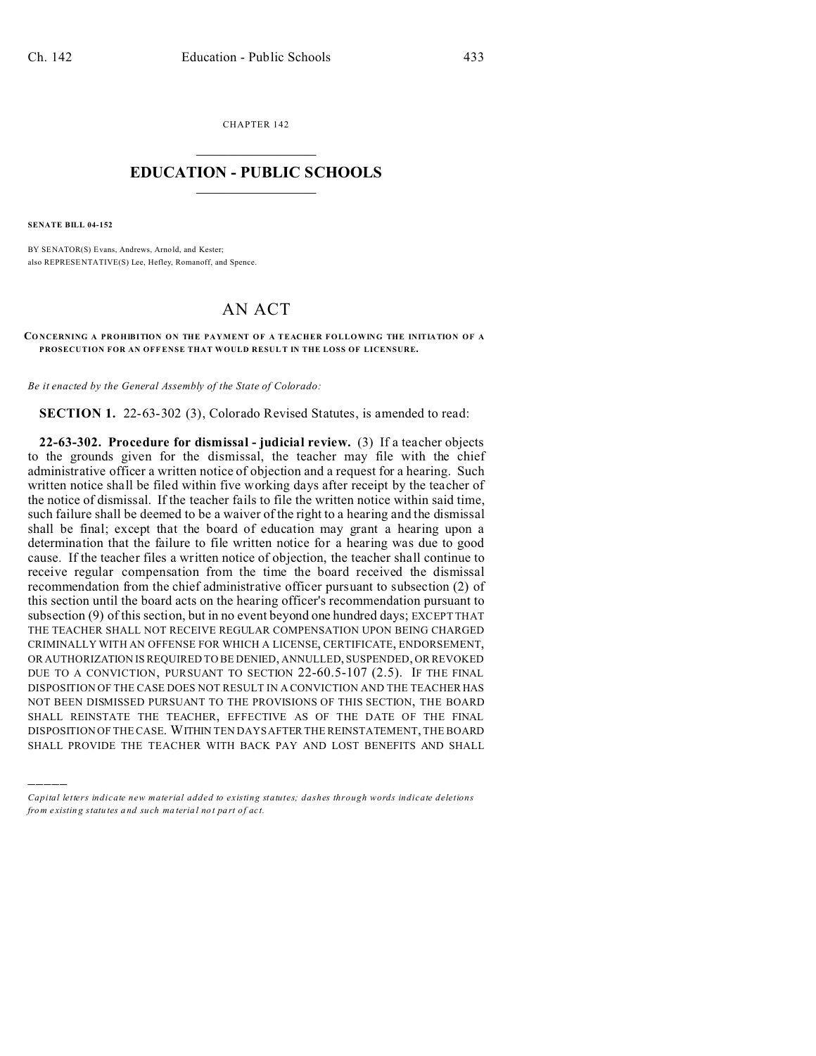CHAPTER 142

# EDUCATION - PUBLIC SCHOOLS

**SENATE BILL 04-152**

BY SENATOR(S) Evans, Andrews, Arnold, and Kester;
also REPRESENTATIVE(S) Lee, Hefley, Romanoff, and Spence.

## AN ACT

**CONCERNING A PROHIBITION ON THE PAYMENT OF A TEACHER FOLLOWING THE INITIATION OF A PROSECUTION FOR AN OFFENSE THAT WOULD RESULT IN THE LOSS OF LICENSURE.**

*Be it enacted by the General Assembly of the State of Colorado:*

**SECTION 1.** 22-63-302 (3), Colorado Revised Statutes, is amended to read:

**22-63-302. Procedure for dismissal - judicial review.** (3) If a teacher objects to the grounds given for the dismissal, the teacher may file with the chief administrative officer a written notice of objection and a request for a hearing. Such written notice shall be filed within five working days after receipt by the teacher of the notice of dismissal. If the teacher fails to file the written notice within said time, such failure shall be deemed to be a waiver of the right to a hearing and the dismissal shall be final; except that the board of education may grant a hearing upon a determination that the failure to file written notice for a hearing was due to good cause. If the teacher files a written notice of objection, the teacher shall continue to receive regular compensation from the time the board received the dismissal recommendation from the chief administrative officer pursuant to subsection (2) of this section until the board acts on the hearing officer's recommendation pursuant to subsection (9) of this section, but in no event beyond one hundred days; EXCEPT THAT THE TEACHER SHALL NOT RECEIVE REGULAR COMPENSATION UPON BEING CHARGED CRIMINALLY WITH AN OFFENSE FOR WHICH A LICENSE, CERTIFICATE, ENDORSEMENT, OR AUTHORIZATION IS REQUIRED TO BE DENIED, ANNULLED, SUSPENDED, OR REVOKED DUE TO A CONVICTION, PURSUANT TO SECTION 22-60.5-107 (2.5). IF THE FINAL DISPOSITION OF THE CASE DOES NOT RESULT IN A CONVICTION AND THE TEACHER HAS NOT BEEN DISMISSED PURSUANT TO THE PROVISIONS OF THIS SECTION, THE BOARD SHALL REINSTATE THE TEACHER, EFFECTIVE AS OF THE DATE OF THE FINAL DISPOSITION OF THE CASE. WITHIN TEN DAYS AFTER THE REINSTATEMENT, THE BOARD SHALL PROVIDE THE TEACHER WITH BACK PAY AND LOST BENEFITS AND SHALL

---

*Capital letters indicate new material added to existing statutes; dashes through words indicate deletions from existing statutes and such material not part of act.*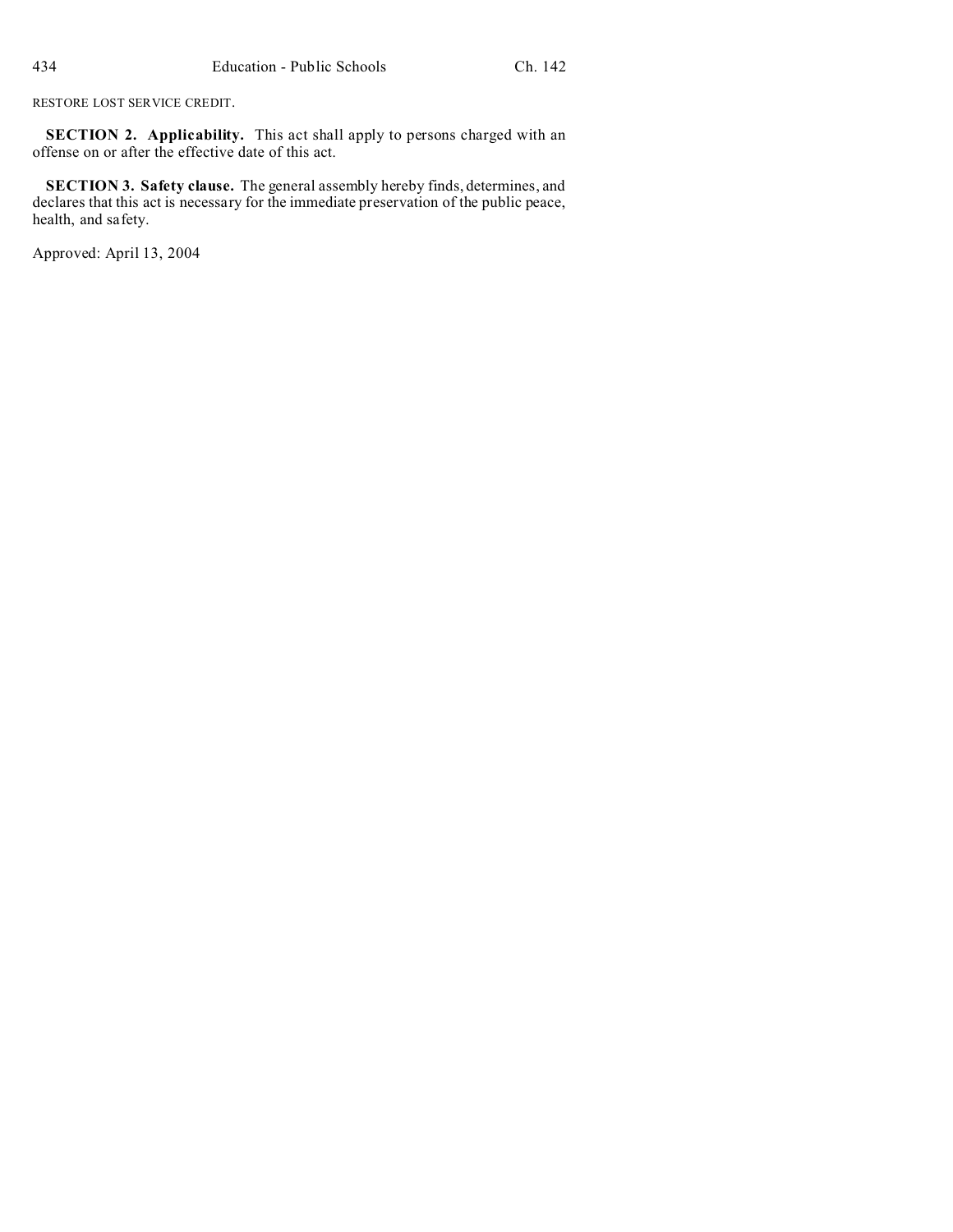RESTORE LOST SERVICE CREDIT.

**SECTION 2. Applicability.** This act shall apply to persons charged with an offense on or after the effective date of this act.

**SECTION 3. Safety clause.** The general assembly hereby finds, determines, and declares that this act is necessary for the immediate preservation of the public peace, health, and safety.

Approved: April 13, 2004